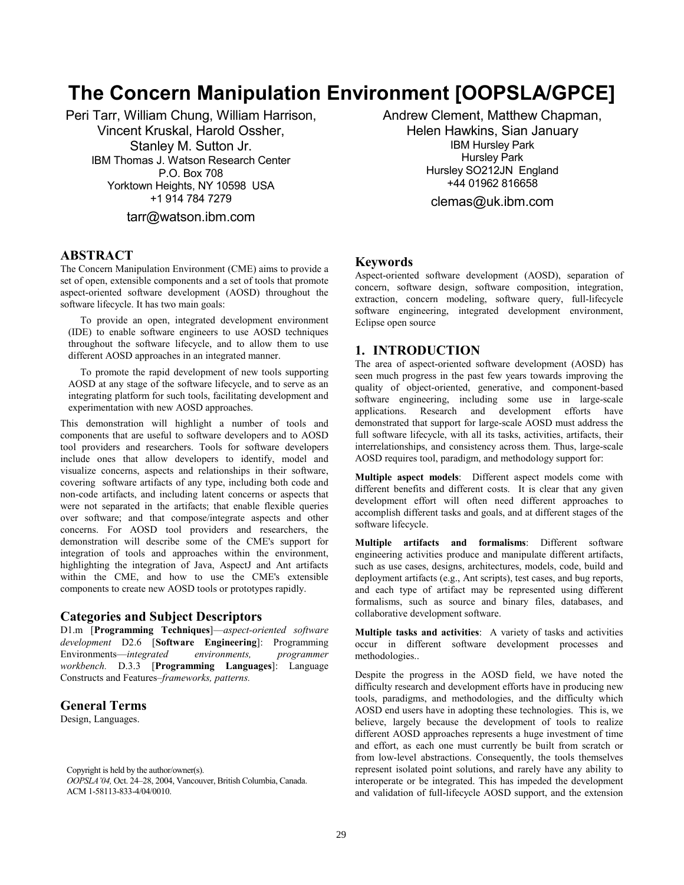# The Concern Manipulation Environment [OOPSLA/GPCE]

Peri Tarr, William Chung, William Harrison, Vincent Kruskal, Harold Ossher, Stanley M. Sutton Jr.
IBM Thomas J. Watson Research Center
P.O. Box 708
Yorktown Heights, NY 10598 USA
+1 914 784 7279
tarr@watson.ibm.com

Andrew Clement, Matthew Chapman, Helen Hawkins, Sian January
IBM Hursley Park
Hursley Park
Hursley SO212JN England
+44 01962 816658
clemas@uk.ibm.com

## ABSTRACT

The Concern Manipulation Environment (CME) aims to provide a set of open, extensible components and a set of tools that promote aspect-oriented software development (AOSD) throughout the software lifecycle. It has two main goals:

To provide an open, integrated development environment (IDE) to enable software engineers to use AOSD techniques throughout the software lifecycle, and to allow them to use different AOSD approaches in an integrated manner.

To promote the rapid development of new tools supporting AOSD at any stage of the software lifecycle, and to serve as an integrating platform for such tools, facilitating development and experimentation with new AOSD approaches.

This demonstration will highlight a number of tools and components that are useful to software developers and to AOSD tool providers and researchers. Tools for software developers include ones that allow developers to identify, model and visualize concerns, aspects and relationships in their software, covering software artifacts of any type, including both code and non-code artifacts, and including latent concerns or aspects that were not separated in the artifacts; that enable flexible queries over software; and that compose/integrate aspects and other concerns. For AOSD tool providers and researchers, the demonstration will describe some of the CME's support for integration of tools and approaches within the environment, highlighting the integration of Java, AspectJ and Ant artifacts within the CME, and how to use the CME's extensible components to create new AOSD tools or prototypes rapidly.

## Categories and Subject Descriptors

D1.m [**Programming Techniques**]—*aspect-oriented software development* D2.6 [**Software Engineering**]: Programming Environments—*integrated environments, programmer workbench.* D.3.3 [**Programming Languages**]: Language Constructs and Features–*frameworks, patterns.*

## General Terms

Design, Languages.

Copyright is held by the author/owner(s).
*OOPSLA'04,* Oct. 24–28, 2004, Vancouver, British Columbia, Canada.
ACM 1-58113-833-4/04/0010.

## Keywords

Aspect-oriented software development (AOSD), separation of concern, software design, software composition, integration, extraction, concern modeling, software query, full-lifecycle software engineering, integrated development environment, Eclipse open source

## 1. INTRODUCTION

The area of aspect-oriented software development (AOSD) has seen much progress in the past few years towards improving the quality of object-oriented, generative, and component-based software engineering, including some use in large-scale applications. Research and development efforts have demonstrated that support for large-scale AOSD must address the full software lifecycle, with all its tasks, activities, artifacts, their interrelationships, and consistency across them. Thus, large-scale AOSD requires tool, paradigm, and methodology support for:

**Multiple aspect models**: Different aspect models come with different benefits and different costs. It is clear that any given development effort will often need different approaches to accomplish different tasks and goals, and at different stages of the software lifecycle.

**Multiple artifacts and formalisms**: Different software engineering activities produce and manipulate different artifacts, such as use cases, designs, architectures, models, code, build and deployment artifacts (e.g., Ant scripts), test cases, and bug reports, and each type of artifact may be represented using different formalisms, such as source and binary files, databases, and collaborative development software.

**Multiple tasks and activities**: A variety of tasks and activities occur in different software development processes and methodologies..

Despite the progress in the AOSD field, we have noted the difficulty research and development efforts have in producing new tools, paradigms, and methodologies, and the difficulty which AOSD end users have in adopting these technologies. This is, we believe, largely because the development of tools to realize different AOSD approaches represents a huge investment of time and effort, as each one must currently be built from scratch or from low-level abstractions. Consequently, the tools themselves represent isolated point solutions, and rarely have any ability to interoperate or be integrated. This has impeded the development and validation of full-lifecycle AOSD support, and the extension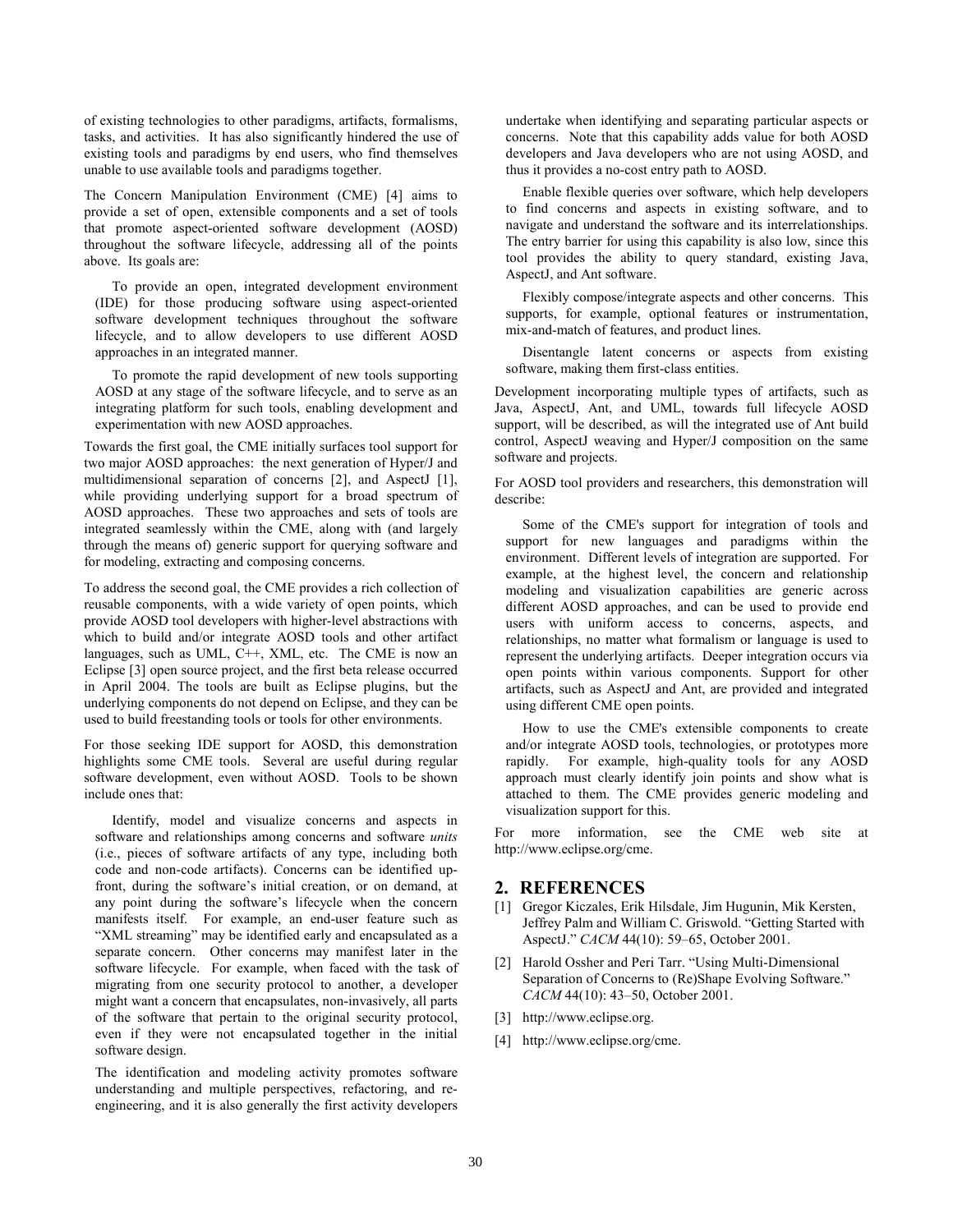of existing technologies to other paradigms, artifacts, formalisms, tasks, and activities. It has also significantly hindered the use of existing tools and paradigms by end users, who find themselves unable to use available tools and paradigms together.

The Concern Manipulation Environment (CME) [4] aims to provide a set of open, extensible components and a set of tools that promote aspect-oriented software development (AOSD) throughout the software lifecycle, addressing all of the points above. Its goals are:

To provide an open, integrated development environment (IDE) for those producing software using aspect-oriented software development techniques throughout the software lifecycle, and to allow developers to use different AOSD approaches in an integrated manner.

To promote the rapid development of new tools supporting AOSD at any stage of the software lifecycle, and to serve as an integrating platform for such tools, enabling development and experimentation with new AOSD approaches.

Towards the first goal, the CME initially surfaces tool support for two major AOSD approaches: the next generation of Hyper/J and multidimensional separation of concerns [2], and AspectJ [1], while providing underlying support for a broad spectrum of AOSD approaches. These two approaches and sets of tools are integrated seamlessly within the CME, along with (and largely through the means of) generic support for querying software and for modeling, extracting and composing concerns.

To address the second goal, the CME provides a rich collection of reusable components, with a wide variety of open points, which provide AOSD tool developers with higher-level abstractions with which to build and/or integrate AOSD tools and other artifact languages, such as UML, C++, XML, etc. The CME is now an Eclipse [3] open source project, and the first beta release occurred in April 2004. The tools are built as Eclipse plugins, but the underlying components do not depend on Eclipse, and they can be used to build freestanding tools or tools for other environments.

For those seeking IDE support for AOSD, this demonstration highlights some CME tools. Several are useful during regular software development, even without AOSD. Tools to be shown include ones that:

Identify, model and visualize concerns and aspects in software and relationships among concerns and software *units* (i.e., pieces of software artifacts of any type, including both code and non-code artifacts). Concerns can be identified up-front, during the software's initial creation, or on demand, at any point during the software's lifecycle when the concern manifests itself. For example, an end-user feature such as "XML streaming" may be identified early and encapsulated as a separate concern. Other concerns may manifest later in the software lifecycle. For example, when faced with the task of migrating from one security protocol to another, a developer might want a concern that encapsulates, non-invasively, all parts of the software that pertain to the original security protocol, even if they were not encapsulated together in the initial software design.

The identification and modeling activity promotes software understanding and multiple perspectives, refactoring, and re-engineering, and it is also generally the first activity developers undertake when identifying and separating particular aspects or concerns. Note that this capability adds value for both AOSD developers and Java developers who are not using AOSD, and thus it provides a no-cost entry path to AOSD.

Enable flexible queries over software, which help developers to find concerns and aspects in existing software, and to navigate and understand the software and its interrelationships. The entry barrier for using this capability is also low, since this tool provides the ability to query standard, existing Java, AspectJ, and Ant software.

Flexibly compose/integrate aspects and other concerns. This supports, for example, optional features or instrumentation, mix-and-match of features, and product lines.

Disentangle latent concerns or aspects from existing software, making them first-class entities.

Development incorporating multiple types of artifacts, such as Java, AspectJ, Ant, and UML, towards full lifecycle AOSD support, will be described, as will the integrated use of Ant build control, AspectJ weaving and Hyper/J composition on the same software and projects.

For AOSD tool providers and researchers, this demonstration will describe:

Some of the CME's support for integration of tools and support for new languages and paradigms within the environment. Different levels of integration are supported. For example, at the highest level, the concern and relationship modeling and visualization capabilities are generic across different AOSD approaches, and can be used to provide end users with uniform access to concerns, aspects, and relationships, no matter what formalism or language is used to represent the underlying artifacts. Deeper integration occurs via open points within various components. Support for other artifacts, such as AspectJ and Ant, are provided and integrated using different CME open points.

How to use the CME's extensible components to create and/or integrate AOSD tools, technologies, or prototypes more rapidly. For example, high-quality tools for any AOSD approach must clearly identify join points and show what is attached to them. The CME provides generic modeling and visualization support for this.

For more information, see the CME web site at http://www.eclipse.org/cme.

## 2. REFERENCES

[1] Gregor Kiczales, Erik Hilsdale, Jim Hugunin, Mik Kersten, Jeffrey Palm and William C. Griswold. "Getting Started with AspectJ." *CACM* 44(10): 59–65, October 2001.

[2] Harold Ossher and Peri Tarr. "Using Multi-Dimensional Separation of Concerns to (Re)Shape Evolving Software." *CACM* 44(10): 43–50, October 2001.

[3] http://www.eclipse.org.

[4] http://www.eclipse.org/cme.